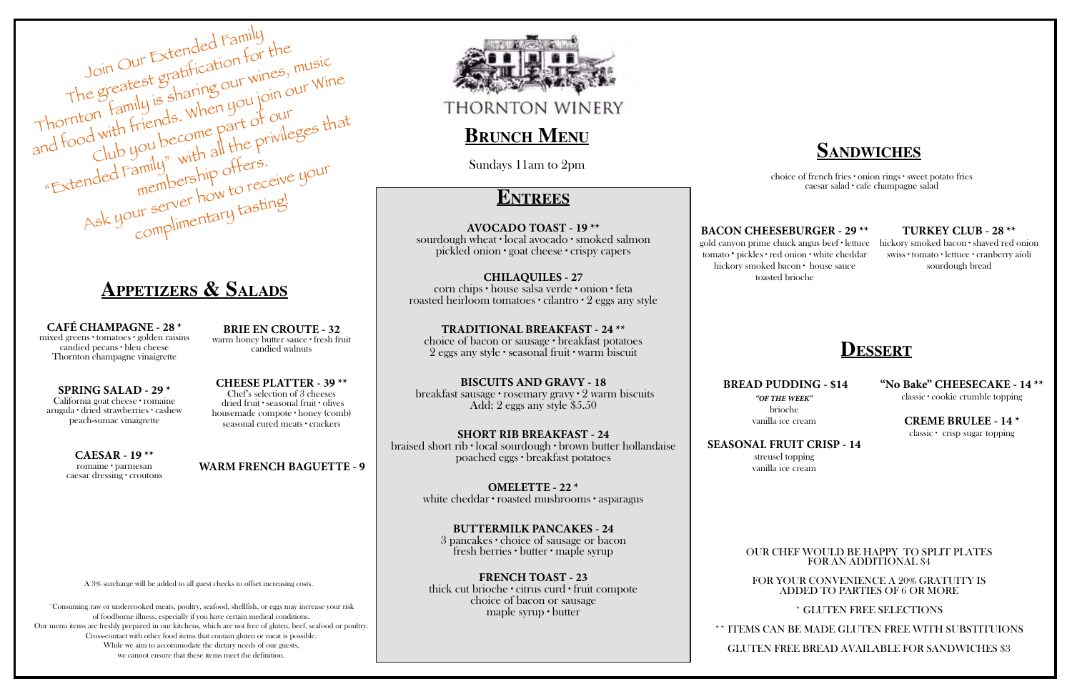Join Our Extended Family
The greatest gratification for the Thornton family is sharing our wines, music and food with friends. When you join our Wine Club you become part of our "Extended Family" with all the privileges that membership offers.
Ask your server how to receive your complimentary tasting!

## Appetizers & Salads

**CAFÉ CHAMPAGNE - 28 \***
mixed greens • tomatoes • golden raisins candied pecans • bleu cheese Thornton champagne vinaigrette

**BRIE EN CROUTE - 32**
warm honey butter sauce • fresh fruit candied walnuts

**SPRING SALAD - 29 \***
California goat cheese • romaine arugula • dried strawberries • cashew peach-sumac vinaigrette

**CHEESE PLATTER - 39 \*\***
Chef's selection of 3 cheeses dried fruit • seasonal fruit • olives housemade compote • honey (comb) seasonal cured meats • crackers

**CAESAR - 19 \*\***
romaine • parmesan caesar dressing • croutons

**WARM FRENCH BAGUETTE - 9**

A 3% surcharge will be added to all guest checks to offset increasing costs.

\*Consuming raw or undercooked meats, poultry, seafood, shellfish, or eggs may increase your risk of foodborne illness, especially if you have certain medical conditions.
Our menu items are freshly prepared in our kitchens, which are not free of gluten, beef, seafood or poultry. Cross-contact with other food items that contain gluten or meat is possible.
While we aim to accommodate the dietary needs of our guests, we cannot ensure that these items meet the definition.

THORNTON WINERY

# Brunch Menu

Sundays 11am to 2pm

## Entrees

**AVOCADO TOAST - 19 \*\***
sourdough wheat • local avocado • smoked salmon pickled onion • goat cheese • crispy capers

**CHILAQUILES - 27**
corn chips • house salsa verde • onion • feta roasted heirloom tomatoes • cilantro • 2 eggs any style

**TRADITIONAL BREAKFAST - 24 \*\***
choice of bacon or sausage • breakfast potatoes 2 eggs any style • seasonal fruit • warm biscuit

**BISCUITS AND GRAVY - 18**
breakfast sausage • rosemary gravy • 2 warm biscuits
Add: 2 eggs any style $5.50

**SHORT RIB BREAKFAST - 24**
braised short rib • local sourdough • brown butter hollandaise poached eggs • breakfast potatoes

**OMELETTE - 22 \***
white cheddar • roasted mushrooms • asparagus

**BUTTERMILK PANCAKES - 24**
3 pancakes • choice of sausage or bacon fresh berries • butter • maple syrup

**FRENCH TOAST - 23**
thick cut brioche • citrus curd • fruit compote choice of bacon or sausage maple syrup • butter

## Sandwiches

choice of french fries • onion rings • sweet potato fries caesar salad • cafe champagne salad

**BACON CHEESEBURGER - 29 \*\***
gold canyon prime chuck angus beef • lettuce tomato • pickles • red onion • white cheddar hickory smoked bacon • house sauce toasted brioche

**TURKEY CLUB - 28 \*\***
hickory smoked bacon • shaved red onion swiss • tomato • lettuce • cranberry aioli sourdough bread

## Dessert

**BREAD PUDDING - $14**
*"OF THE WEEK"*
brioche
vanilla ice cream

**"No Bake" CHEESECAKE - 14 \*\***
classic • cookie crumble topping

**CREME BRULEE - 14 \***
classic • crisp sugar topping

**SEASONAL FRUIT CRISP - 14**
streusel topping
vanilla ice cream

OUR CHEF WOULD BE HAPPY TO SPLIT PLATES FOR AN ADDITIONAL $4

FOR YOUR CONVENIENCE A 20% GRATUITY IS ADDED TO PARTIES OF 6 OR MORE

\* GLUTEN FREE SELECTIONS

\*\* ITEMS CAN BE MADE GLUTEN FREE WITH SUBSTITUIONS

GLUTEN FREE BREAD AVAILABLE FOR SANDWICHES $3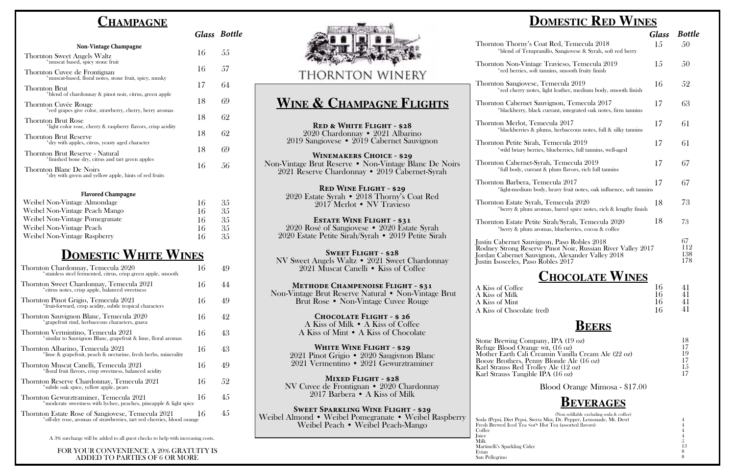# Champagne

### Non-Vintage Champagne

| | Glass | Bottle |
|---|---|---|
| Thornton Sweet Angels Waltz<br>*muscat based, spicy stone fruit | 16 | 55 |
| Thornton Cuvee de Frontignan<br>*muscat-based, floral notes, stone fruit, spicy, musky | 16 | 57 |
| Thornton Brut<br>*blend of chardonnay & pinot noir, citrus, green apple | 17 | 64 |
| Thornton Cuvée Rouge<br>*red grapes give color, strawberry, cherry, berry aromas | 18 | 69 |
| Thornton Brut Rose<br>*light color rose, cherry & raspberry flavors, crisp acidity | 18 | 62 |
| Thornton Brut Reserve<br>*dry with apples, citrus, yeasty aged character | 18 | 62 |
| Thornton Brut Reserve - Natural<br>*finished bone dry, citrus and tart green apples | 18 | 69 |
| Thornton Blanc De Noirs<br>*dry with green and yellow apple, hints of red fruits | 16 | 56 |

### Flavored Champagne

| | Glass | Bottle |
|---|---|---|
| Weibel Non-Vintage Almondage | 16 | 35 |
| Weibel Non-Vintage Peach Mango | 16 | 35 |
| Weibel Non-Vintage Pomegranate | 16 | 35 |
| Weibel Non-Vintage Peach | 16 | 35 |
| Weibel Non-Vintage Raspberry | 16 | 35 |

# Domestic White Wines

| | Glass | Bottle |
|---|---|---|
| Thornton Chardonnay, Temecula 2020<br>*stainless steel fermented, citrus, crisp green apple, smooth | 16 | 49 |
| Thornton Sweet Chardonnay, Temecula 2021<br>*citrus notes, crisp apple, balanced sweetness | 16 | 44 |
| Thornton Pinot Grigio, Temecula 2021<br>*fruit-forward, crisp acidity, subtle tropical characters | 16 | 49 |
| Thornton Sauvignon Blanc, Temecula 2020<br>*grapefruit rind, herbaceous characters, guava | 16 | 42 |
| Thornton Vermintino, Temecula 2021<br>*similar to Sauvignon Blanc, grapefruit & lime, floral aromas | 16 | 43 |
| Thornton Albarino, Temecula 2021<br>*lime & grapefruit, peach & nectarine, fresh herbs, minerality | 16 | 43 |
| Thornton Muscat Canelli, Temecula 2021<br>*floral fruit flavors, crisp sweetness, balanced acidity | 16 | 49 |
| Thornton Reserve Chardonnay, Temecula 2021<br>*subtle oak spice, yellow apple, pears | 16 | 52 |
| Thornton Gewurztraminer, Temecula 2021<br>*moderate sweetness with lychee, peaches, pineapple & light spice | 16 | 45 |
| Thornton Estate Rose of Sangiovese, Temecula 2021<br>*off-dry rose, aromas of strawberries, tart red cherries, blood orange | 16 | 45 |

A 3% surcharge will be added to all guest checks to help with increasing costs.

FOR YOUR CONVENIENCE A 20% GRATUITY IS ADDED TO PARTIES OF 6 OR MORE

THORNTON WINERY

# Wine & Champagne Flights

**Red & White Flight - $28**
2020 Chardonnay • 2021 Albarino
2019 Sangiovese • 2019 Cabernet Sauvignon

**Winemakers Choice - $29**
Non-Vintage Brut Reserve • Non-Vintage Blanc De Noirs
2021 Reserve Chardonnay • 2019 Cabernet-Syrah

**Red Wine Flight - $29**
2020 Estate Syrah • 2018 Thorny's Coat Red
2017 Merlot • NV Travieso

**Estate Wine Flight - $31**
2020 Rosé of Sangiovese • 2020 Estate Syrah
2020 Estate Petite Sirah/Syrah • 2019 Petite Sirah

**Sweet Flight - $28**
NV Sweet Angels Waltz • 2021 Sweet Chardonnay
2021 Muscat Canelli • Kiss of Coffee

**Methode Champenoise Flight - $31**
Non-Vintage Brut Reserve Natural • Non-Vintage Brut
Brut Rose • Non-Vintage Cuvee Rouge

**Chocolate Flight - $ 26**
A Kiss of Milk • A Kiss of Coffee
A Kiss of Mint • A Kiss of Chocolate

**White Wine Flight - $29**
2021 Pinot Grigio • 2020 Saugivnon Blanc
2021 Vermentino • 2021 Gewurztraminer

**Mixed Flight - $28**
NV Cuvee de Frontignan • 2020 Chardonnay
2017 Barbera • A Kiss of Milk

**Sweet Sparkling Wine Flight - $29**
Weibel Almond • Weibel Pomegranate • Weibel Raspberry
Weibel Peach • Weibel Peach-Mango

# Domestic Red Wines

| | Glass | Bottle |
|---|---|---|
| Thornton Thorny's Coat Red, Temecula 2018<br>*blend of Tempranillo, Sangiovese & Syrah, soft red berry | 15 | 50 |
| Thornton Non-Vintage Travieso, Temecula 2019<br>*red berries, soft tannins, smooth fruity finish | 15 | 50 |
| Thornton Sangiovese, Temecula 2019<br>*red cherry notes, light leather, medium body, smooth finish | 16 | 52 |
| Thornton Cabernet Sauvignon, Temecula 2017<br>*blackberry, black currant, integrated oak notes, firm tannins | 17 | 63 |
| Thornton Merlot, Temecula 2017<br>*blackberries & plums, herbaceous notes, full & silky tannins | 17 | 61 |
| Thornton Petite Sirah, Temecula 2019<br>*wild briary berries, blueberries, full tannins, well-aged | 17 | 61 |
| Thornton Cabernet-Syrah, Temecula 2019<br>*full body, currant & plum flavors, rich full tannins | 17 | 67 |
| Thornton Barbera, Temecula 2017<br>*light-medium body, heavy fruit notes, oak influence, soft tannins | 17 | 67 |
| Thornton Estate Syrah, Temecula 2020<br>*berry & plum aromas, barrel spice notes, rich & lengthy finish | 18 | 73 |
| Thornton Estate Petite Sirah/Syrah, Temecula 2020<br>*berry & plum aromas, blueberries, cocoa & coffee | 18 | 73 |
| Justin Cabernet Sauvignon, Paso Robles 2018 | | 67 |
| Rodney Strong Reserve Pinot Noir, Russian River Valley 2017 | | 112 |
| Jordan Cabernet Sauvignon, Alexander Valley 2018 | | 138 |
| Justin Isosceles, Paso Robles 2017 | | 178 |

# Chocolate Wines

| | Glass | Bottle |
|---|---|---|
| A Kiss of Coffee | 16 | 41 |
| A Kiss of Milk | 16 | 41 |
| A Kiss of Mint | 16 | 41 |
| A Kiss of Chocolate (red) | 16 | 41 |

# Beers

| | |
|---|---|
| Stone Brewing Company, IPA (19 oz) | 18 |
| Refuge Blood Orange wit, (16 oz) | 17 |
| Mother Earth Cali Creamin Vanilla Cream Ale (22 oz) | 19 |
| Booze Brothers, Penny Blonde Ale (16 oz) | 17 |
| Karl Strauss Red Trolley Ale (12 oz) | 15 |
| Karl Strauss Tangible IPA (16 oz) | 17 |

Blood Orange Mimosa - $17.00

# Beverages

(Non refillable excluding soda & coffee)

| | |
|---|---|
| Soda (Pepsi, Diet Pepsi, Sierra Mist, Dr. Pepper, Lemonade, Mt. Dew) | 4 |
| Fresh Brewed Iced Tea <or> Hot Tea (assorted flavors) | 4 |
| Coffee | 4 |
| Juice | 4 |
| Milk | 5 |
| Martinelli's Sparkling Cider | 13 |
| Evian | 8 |
| San Pellegrino | 8 |